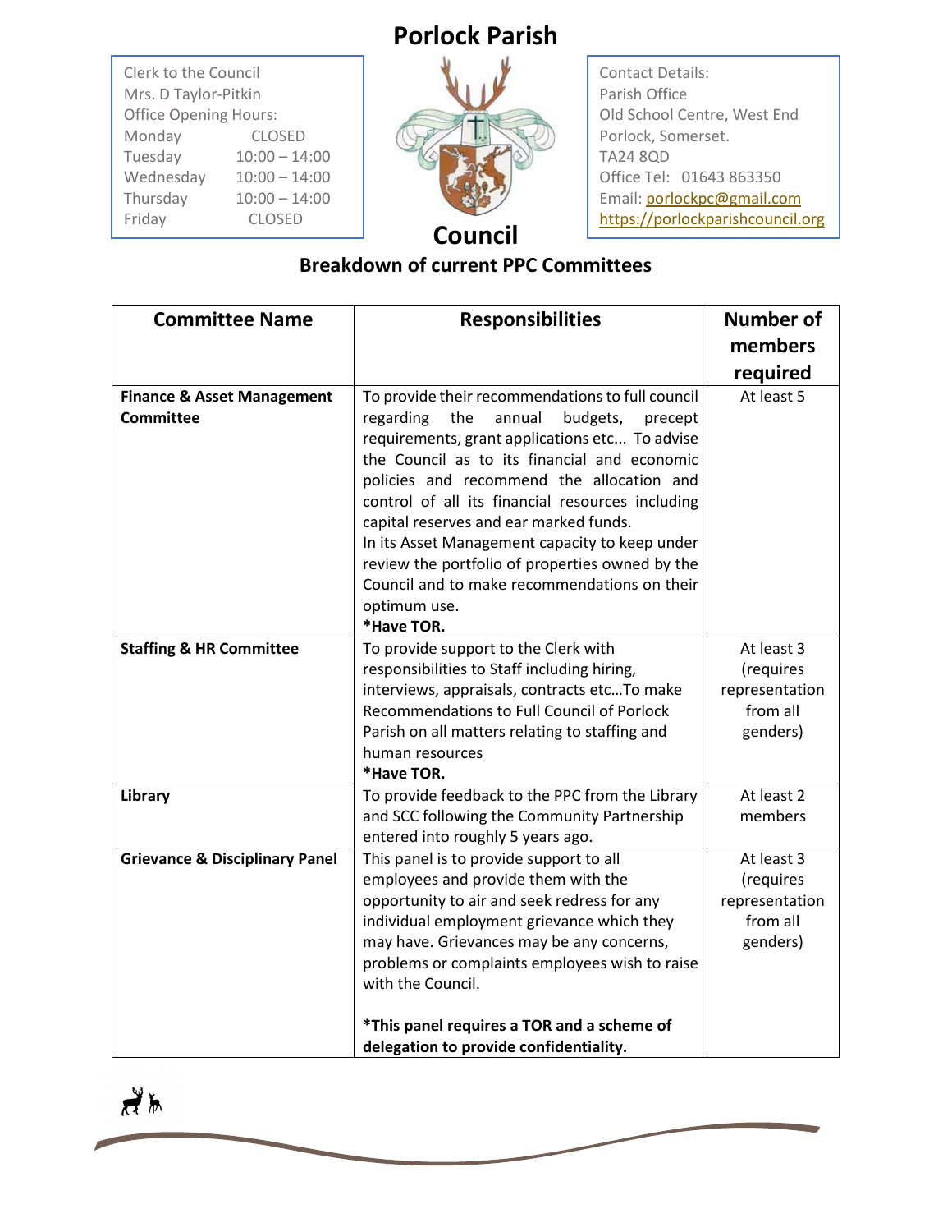# Porlock Parish Council

Clerk to the Council
Mrs. D Taylor-Pitkin
Office Opening Hours:

| Day | Hours |
|---|---|
| Monday | CLOSED |
| Tuesday | 10:00 – 14:00 |
| Wednesday | 10:00 – 14:00 |
| Thursday | 10:00 – 14:00 |
| Friday | CLOSED |

Contact Details:
Parish Office
Old School Centre, West End
Porlock, Somerset.
TA24 8QD
Office Tel: 01643 863350
Email: porlockpc@gmail.com
https://porlockparishcouncil.org

## Breakdown of current PPC Committees

| Committee Name | Responsibilities | Number of members required |
|---|---|---|
| **Finance & Asset Management Committee** | To provide their recommendations to full council regarding the annual budgets, precept requirements, grant applications etc... To advise the Council as to its financial and economic policies and recommend the allocation and control of all its financial resources including capital reserves and ear marked funds.<br>In its Asset Management capacity to keep under review the portfolio of properties owned by the Council and to make recommendations on their optimum use.<br>**\*Have TOR.** | At least 5 |
| **Staffing & HR Committee** | To provide support to the Clerk with responsibilities to Staff including hiring, interviews, appraisals, contracts etc…To make Recommendations to Full Council of Porlock Parish on all matters relating to staffing and human resources<br>**\*Have TOR.** | At least 3 (requires representation from all genders) |
| **Library** | To provide feedback to the PPC from the Library and SCC following the Community Partnership entered into roughly 5 years ago. | At least 2 members |
| **Grievance & Disciplinary Panel** | This panel is to provide support to all employees and provide them with the opportunity to air and seek redress for any individual employment grievance which they may have. Grievances may be any concerns, problems or complaints employees wish to raise with the Council.<br><br>**\*This panel requires a TOR and a scheme of delegation to provide confidentiality.** | At least 3 (requires representation from all genders) |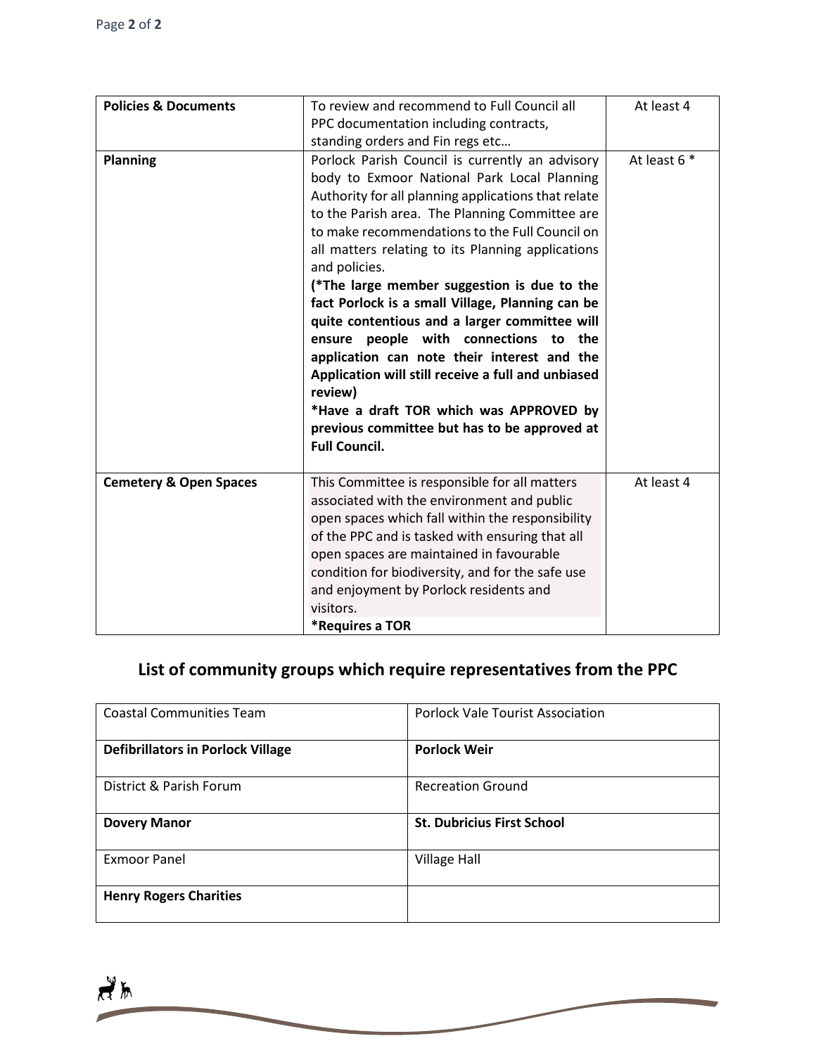| | | |
|---|---|---|
| **Policies & Documents** | To review and recommend to Full Council all PPC documentation including contracts, standing orders and Fin regs etc… | At least 4 |
| **Planning** | Porlock Parish Council is currently an advisory body to Exmoor National Park Local Planning Authority for all planning applications that relate to the Parish area. The Planning Committee are to make recommendations to the Full Council on all matters relating to its Planning applications and policies. **(*The large member suggestion is due to the fact Porlock is a small Village, Planning can be quite contentious and a larger committee will ensure people with connections to the application can note their interest and the Application will still receive a full and unbiased review)** **\*Have a draft TOR which was APPROVED by previous committee but has to be approved at Full Council.** | At least 6 * |
| **Cemetery & Open Spaces** | This Committee is responsible for all matters associated with the environment and public open spaces which fall within the responsibility of the PPC and is tasked with ensuring that all open spaces are maintained in favourable condition for biodiversity, and for the safe use and enjoyment by Porlock residents and visitors. **\*Requires a TOR** | At least 4 |

## List of community groups which require representatives from the PPC

| | |
|---|---|
| Coastal Communities Team | Porlock Vale Tourist Association |
| **Defibrillators in Porlock Village** | **Porlock Weir** |
| District & Parish Forum | Recreation Ground |
| **Dovery Manor** | **St. Dubricius First School** |
| Exmoor Panel | Village Hall |
| **Henry Rogers Charities** | |